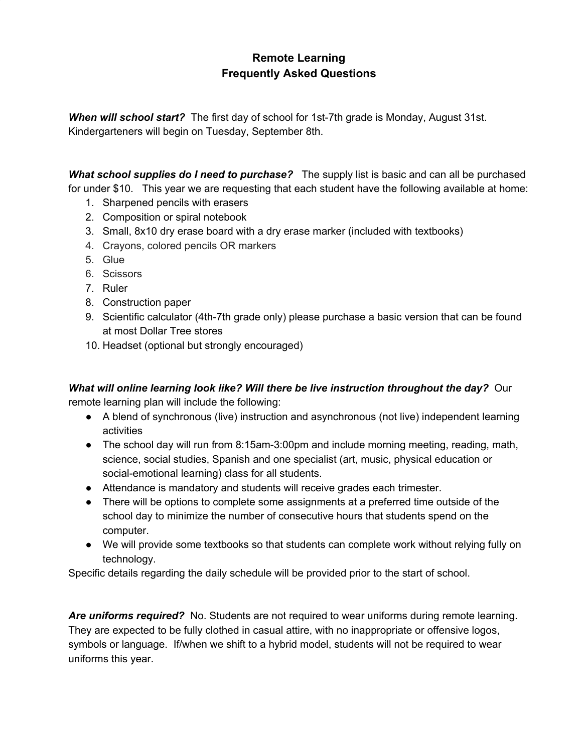# Remote Learning
# Frequently Asked Questions

***When will school start?*** The first day of school for 1st-7th grade is Monday, August 31st. Kindergarteners will begin on Tuesday, September 8th.

***What school supplies do I need to purchase?*** The supply list is basic and can all be purchased for under $10. This year we are requesting that each student have the following available at home:

1. Sharpened pencils with erasers
2. Composition or spiral notebook
3. Small, 8x10 dry erase board with a dry erase marker (included with textbooks)
4. Crayons, colored pencils OR markers
5. Glue
6. Scissors
7. Ruler
8. Construction paper
9. Scientific calculator (4th-7th grade only) please purchase a basic version that can be found at most Dollar Tree stores
10. Headset (optional but strongly encouraged)

***What will online learning look like? Will there be live instruction throughout the day?*** Our remote learning plan will include the following:

- A blend of synchronous (live) instruction and asynchronous (not live) independent learning activities
- The school day will run from 8:15am-3:00pm and include morning meeting, reading, math, science, social studies, Spanish and one specialist (art, music, physical education or social-emotional learning) class for all students.
- Attendance is mandatory and students will receive grades each trimester.
- There will be options to complete some assignments at a preferred time outside of the school day to minimize the number of consecutive hours that students spend on the computer.
- We will provide some textbooks so that students can complete work without relying fully on technology.

Specific details regarding the daily schedule will be provided prior to the start of school.

***Are uniforms required?*** No. Students are not required to wear uniforms during remote learning. They are expected to be fully clothed in casual attire, with no inappropriate or offensive logos, symbols or language. If/when we shift to a hybrid model, students will not be required to wear uniforms this year.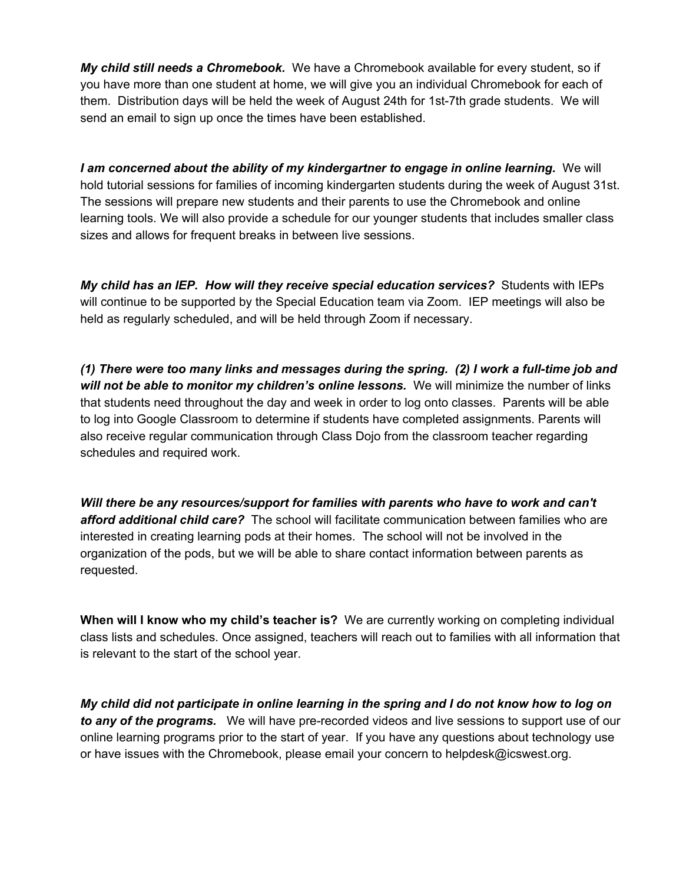***My child still needs a Chromebook.*** We have a Chromebook available for every student, so if you have more than one student at home, we will give you an individual Chromebook for each of them. Distribution days will be held the week of August 24th for 1st-7th grade students. We will send an email to sign up once the times have been established.

***I am concerned about the ability of my kindergartner to engage in online learning.*** We will hold tutorial sessions for families of incoming kindergarten students during the week of August 31st. The sessions will prepare new students and their parents to use the Chromebook and online learning tools. We will also provide a schedule for our younger students that includes smaller class sizes and allows for frequent breaks in between live sessions.

***My child has an IEP. How will they receive special education services?*** Students with IEPs will continue to be supported by the Special Education team via Zoom. IEP meetings will also be held as regularly scheduled, and will be held through Zoom if necessary.

***(1) There were too many links and messages during the spring. (2) I work a full-time job and will not be able to monitor my children's online lessons.*** We will minimize the number of links that students need throughout the day and week in order to log onto classes. Parents will be able to log into Google Classroom to determine if students have completed assignments. Parents will also receive regular communication through Class Dojo from the classroom teacher regarding schedules and required work.

***Will there be any resources/support for families with parents who have to work and can't afford additional child care?*** The school will facilitate communication between families who are interested in creating learning pods at their homes. The school will not be involved in the organization of the pods, but we will be able to share contact information between parents as requested.

**When will I know who my child's teacher is?** We are currently working on completing individual class lists and schedules. Once assigned, teachers will reach out to families with all information that is relevant to the start of the school year.

***My child did not participate in online learning in the spring and I do not know how to log on to any of the programs.*** We will have pre-recorded videos and live sessions to support use of our online learning programs prior to the start of year. If you have any questions about technology use or have issues with the Chromebook, please email your concern to helpdesk@icswest.org.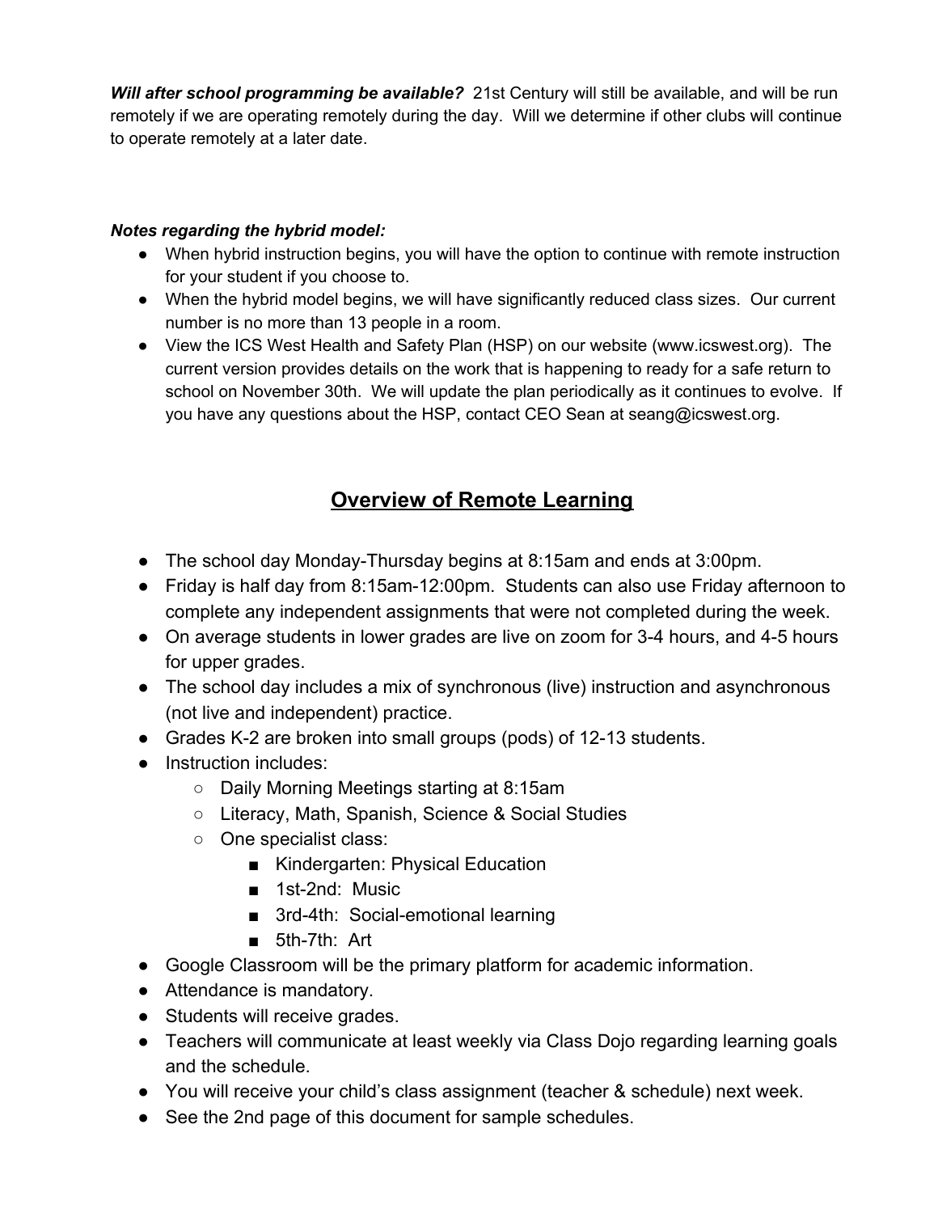***Will after school programming be available?*** 21st Century will still be available, and will be run remotely if we are operating remotely during the day. Will we determine if other clubs will continue to operate remotely at a later date.

***Notes regarding the hybrid model:***

- When hybrid instruction begins, you will have the option to continue with remote instruction for your student if you choose to.
- When the hybrid model begins, we will have significantly reduced class sizes. Our current number is no more than 13 people in a room.
- View the ICS West Health and Safety Plan (HSP) on our website (www.icswest.org). The current version provides details on the work that is happening to ready for a safe return to school on November 30th. We will update the plan periodically as it continues to evolve. If you have any questions about the HSP, contact CEO Sean at seang@icswest.org.

## Overview of Remote Learning

- The school day Monday-Thursday begins at 8:15am and ends at 3:00pm.
- Friday is half day from 8:15am-12:00pm. Students can also use Friday afternoon to complete any independent assignments that were not completed during the week.
- On average students in lower grades are live on zoom for 3-4 hours, and 4-5 hours for upper grades.
- The school day includes a mix of synchronous (live) instruction and asynchronous (not live and independent) practice.
- Grades K-2 are broken into small groups (pods) of 12-13 students.
- Instruction includes:
  - Daily Morning Meetings starting at 8:15am
  - Literacy, Math, Spanish, Science & Social Studies
  - One specialist class:
    - Kindergarten: Physical Education
    - 1st-2nd: Music
    - 3rd-4th: Social-emotional learning
    - 5th-7th: Art
- Google Classroom will be the primary platform for academic information.
- Attendance is mandatory.
- Students will receive grades.
- Teachers will communicate at least weekly via Class Dojo regarding learning goals and the schedule.
- You will receive your child's class assignment (teacher & schedule) next week.
- See the 2nd page of this document for sample schedules.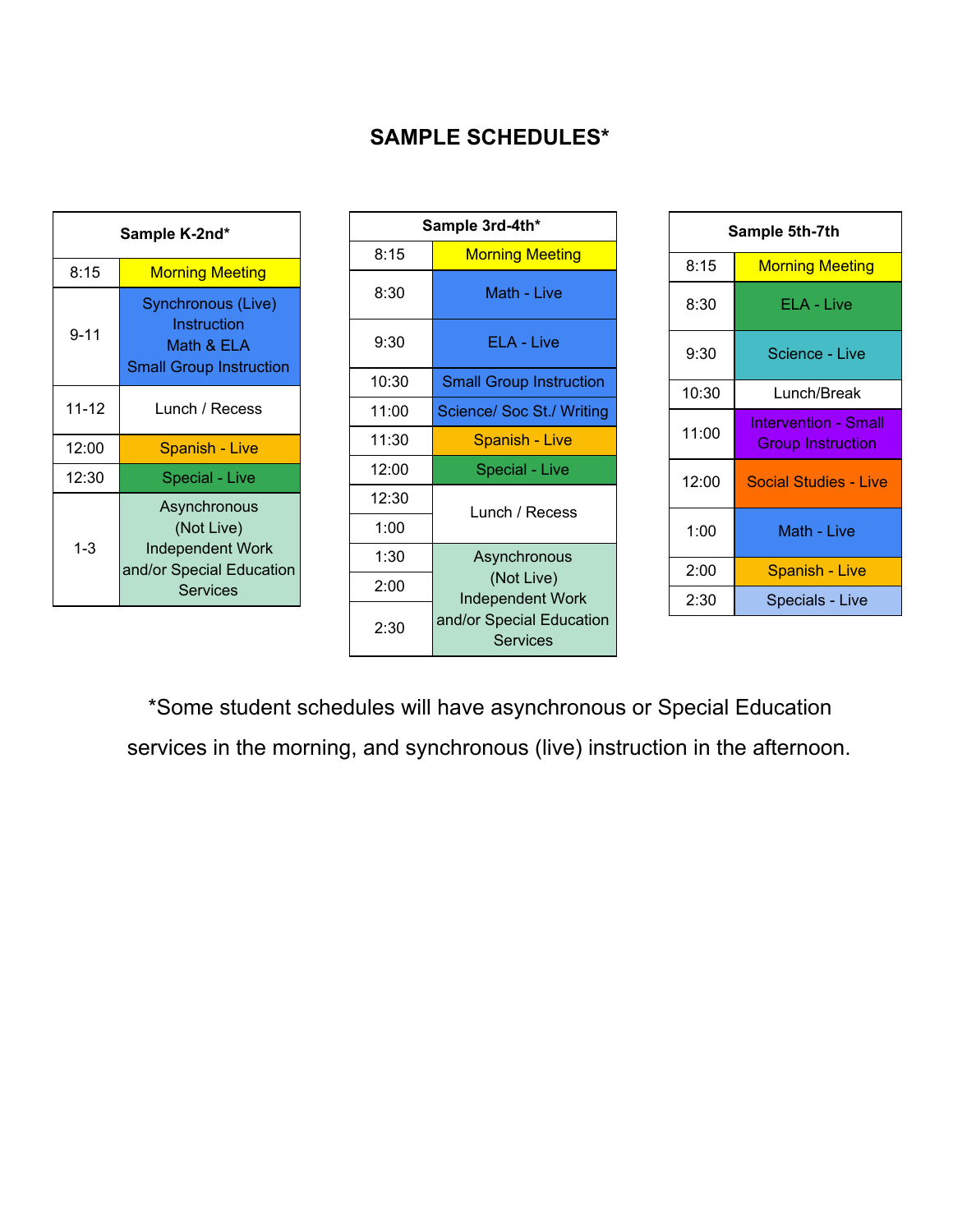## SAMPLE SCHEDULES*

| Sample K-2nd* | |
|---|---|
| 8:15 | Morning Meeting |
| 9-11 | Synchronous (Live) Instruction Math & ELA Small Group Instruction |
| 11-12 | Lunch / Recess |
| 12:00 | Spanish - Live |
| 12:30 | Special - Live |
| 1-3 | Asynchronous (Not Live) Independent Work and/or Special Education Services |

| Sample 3rd-4th* | |
|---|---|
| 8:15 | Morning Meeting |
| 8:30 | Math - Live |
| 9:30 | ELA - Live |
| 10:30 | Small Group Instruction |
| 11:00 | Science/ Soc St./ Writing |
| 11:30 | Spanish - Live |
| 12:00 | Special - Live |
| 12:30 | Lunch / Recess |
| 1:00 | |
| 1:30 | Asynchronous (Not Live) Independent Work and/or Special Education Services |
| 2:00 | |
| 2:30 | |

| Sample 5th-7th | |
|---|---|
| 8:15 | Morning Meeting |
| 8:30 | ELA - Live |
| 9:30 | Science - Live |
| 10:30 | Lunch/Break |
| 11:00 | Intervention - Small Group Instruction |
| 12:00 | Social Studies - Live |
| 1:00 | Math - Live |
| 2:00 | Spanish - Live |
| 2:30 | Specials - Live |

*Some student schedules will have asynchronous or Special Education services in the morning, and synchronous (live) instruction in the afternoon.